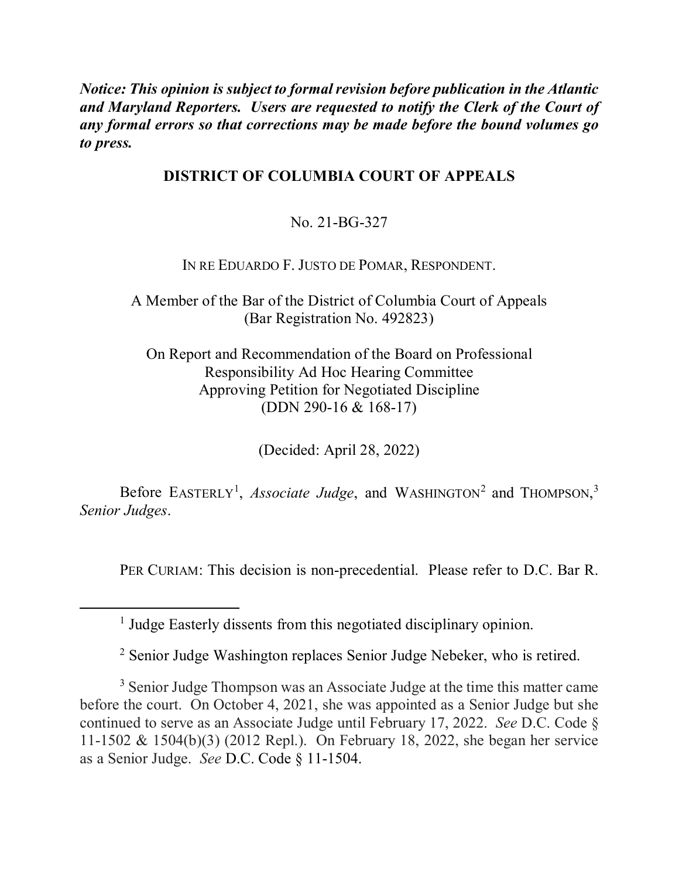***Notice: This opinion is subject to formal revision before publication in the Atlantic and Maryland Reporters. Users are requested to notify the Clerk of the Court of any formal errors so that corrections may be made before the bound volumes go to press.***

**DISTRICT OF COLUMBIA COURT OF APPEALS**

No. 21-BG-327

IN RE EDUARDO F. JUSTO DE POMAR, RESPONDENT.

A Member of the Bar of the District of Columbia Court of Appeals
(Bar Registration No. 492823)

On Report and Recommendation of the Board on Professional Responsibility Ad Hoc Hearing Committee Approving Petition for Negotiated Discipline
(DDN 290-16 & 168-17)

(Decided: April 28, 2022)

Before EASTERLY[1], *Associate Judge*, and WASHINGTON[2] and THOMPSON,[3] *Senior Judges*.

PER CURIAM: This decision is non-precedential. Please refer to D.C. Bar R.

---

[1] Judge Easterly dissents from this negotiated disciplinary opinion.

[2] Senior Judge Washington replaces Senior Judge Nebeker, who is retired.

[3] Senior Judge Thompson was an Associate Judge at the time this matter came before the court. On October 4, 2021, she was appointed as a Senior Judge but she continued to serve as an Associate Judge until February 17, 2022. *See* D.C. Code § 11-1502 & 1504(b)(3) (2012 Repl.). On February 18, 2022, she began her service as a Senior Judge. *See* D.C. Code § 11-1504.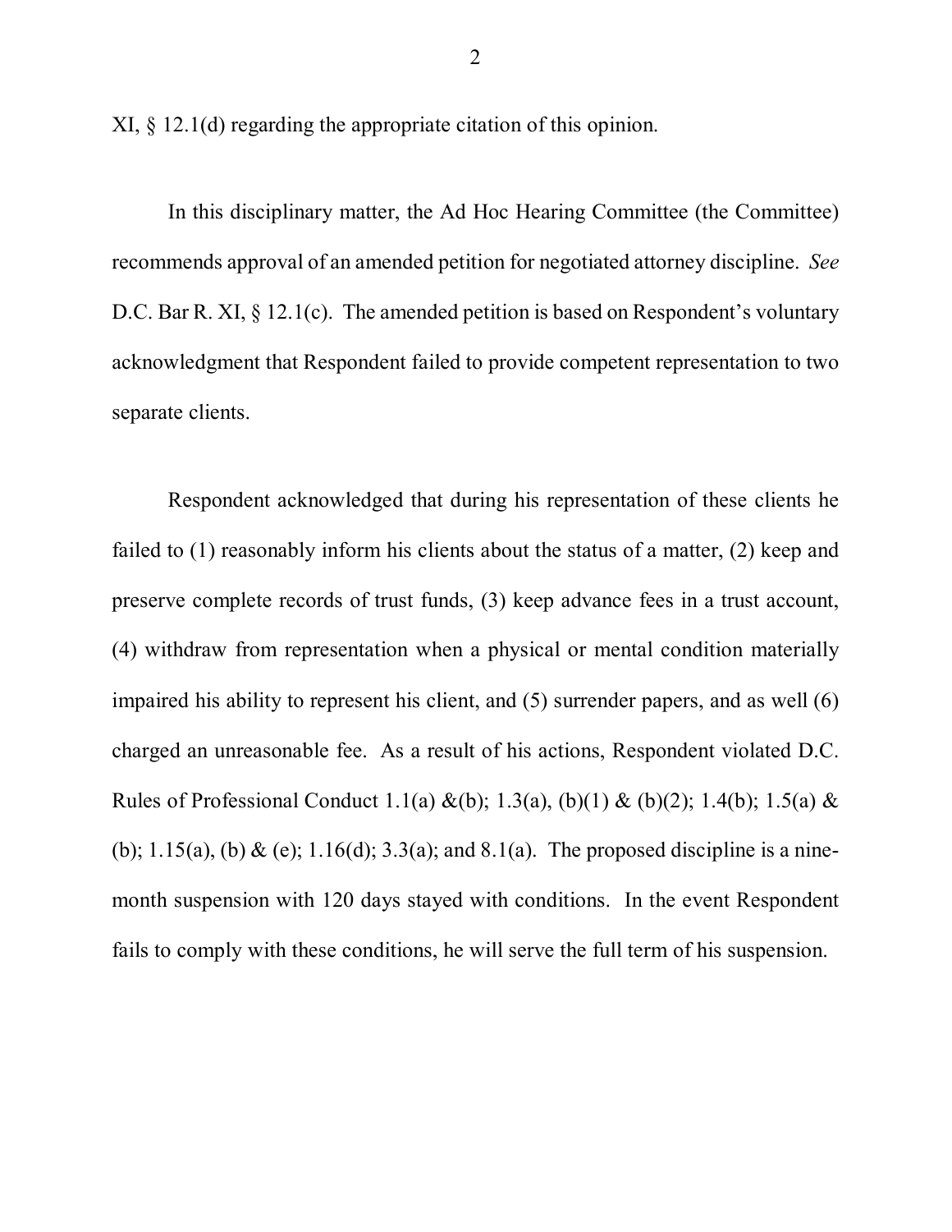XI, § 12.1(d) regarding the appropriate citation of this opinion.

In this disciplinary matter, the Ad Hoc Hearing Committee (the Committee) recommends approval of an amended petition for negotiated attorney discipline. *See* D.C. Bar R. XI, § 12.1(c). The amended petition is based on Respondent's voluntary acknowledgment that Respondent failed to provide competent representation to two separate clients.

Respondent acknowledged that during his representation of these clients he failed to (1) reasonably inform his clients about the status of a matter, (2) keep and preserve complete records of trust funds, (3) keep advance fees in a trust account, (4) withdraw from representation when a physical or mental condition materially impaired his ability to represent his client, and (5) surrender papers, and as well (6) charged an unreasonable fee. As a result of his actions, Respondent violated D.C. Rules of Professional Conduct 1.1(a) &(b); 1.3(a), (b)(1) & (b)(2); 1.4(b); 1.5(a) & (b); 1.15(a), (b) & (e); 1.16(d); 3.3(a); and 8.1(a). The proposed discipline is a nine-month suspension with 120 days stayed with conditions. In the event Respondent fails to comply with these conditions, he will serve the full term of his suspension.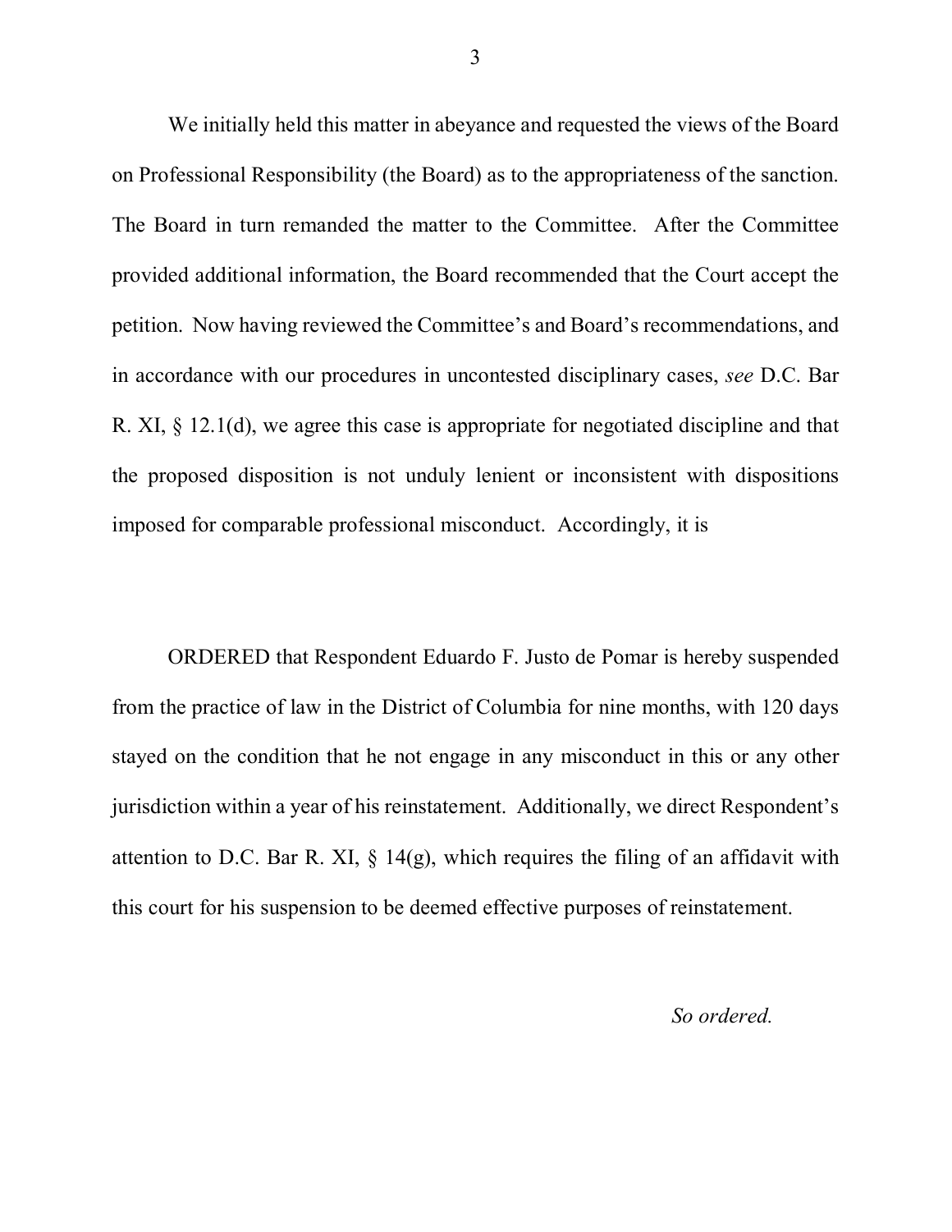We initially held this matter in abeyance and requested the views of the Board on Professional Responsibility (the Board) as to the appropriateness of the sanction. The Board in turn remanded the matter to the Committee. After the Committee provided additional information, the Board recommended that the Court accept the petition. Now having reviewed the Committee's and Board's recommendations, and in accordance with our procedures in uncontested disciplinary cases, *see* D.C. Bar R. XI, § 12.1(d), we agree this case is appropriate for negotiated discipline and that the proposed disposition is not unduly lenient or inconsistent with dispositions imposed for comparable professional misconduct. Accordingly, it is

ORDERED that Respondent Eduardo F. Justo de Pomar is hereby suspended from the practice of law in the District of Columbia for nine months, with 120 days stayed on the condition that he not engage in any misconduct in this or any other jurisdiction within a year of his reinstatement. Additionally, we direct Respondent's attention to D.C. Bar R. XI, § 14(g), which requires the filing of an affidavit with this court for his suspension to be deemed effective purposes of reinstatement.

*So ordered.*